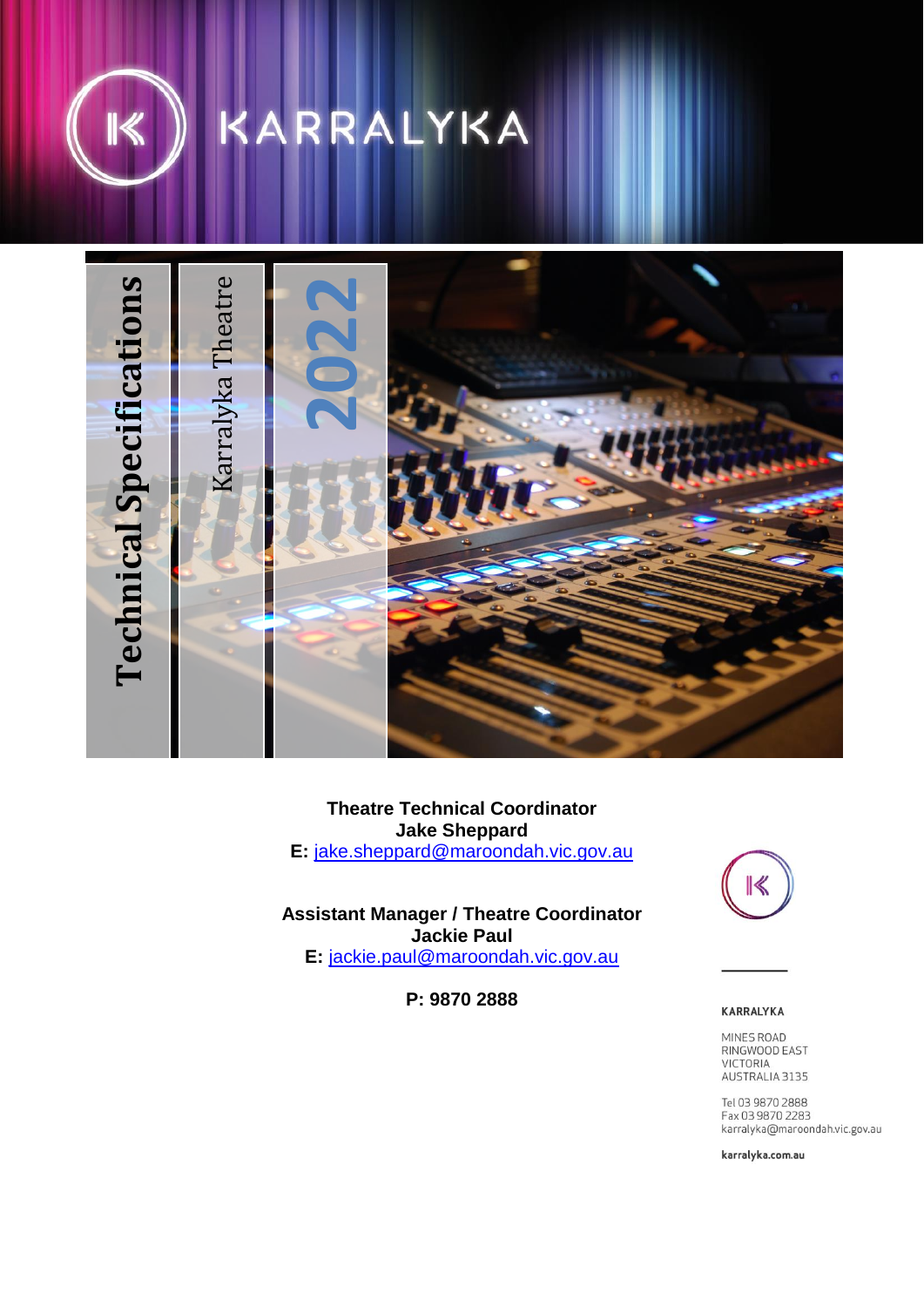# KARRALYKA

# Technical Specifications

## Karralyka Theatre

## 2022

**Theatre Technical Coordinator**
**Jake Sheppard**
**E:** jake.sheppard@maroondah.vic.gov.au

**Assistant Manager / Theatre Coordinator**
**Jackie Paul**
**E:** jackie.paul@maroondah.vic.gov.au

**P: 9870 2888**

**KARRALYKA**

MINES ROAD
RINGWOOD EAST
VICTORIA
AUSTRALIA 3135

Tel 03 9870 2888
Fax 03 9870 2283
karralyka@maroondah.vic.gov.au

**karralyka.com.au**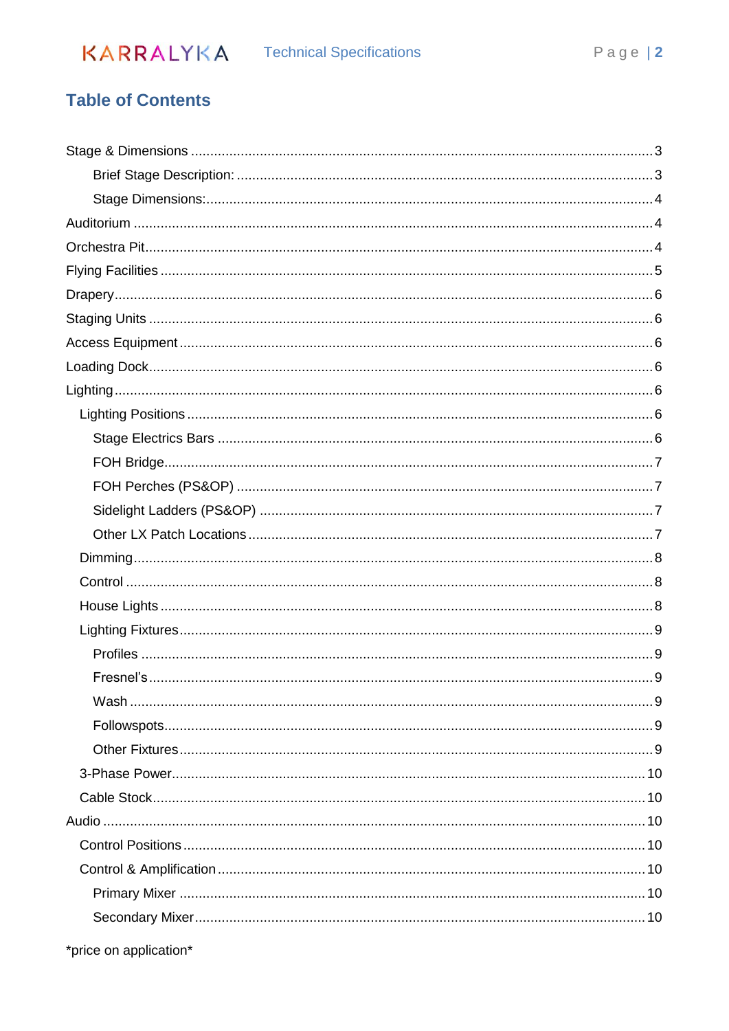# Table of Contents

Stage & Dimensions ........................................ 3

- Brief Stage Description: ........................................ 3
- Stage Dimensions: ........................................ 4

Auditorium ........................................ 4

Orchestra Pit ........................................ 4

Flying Facilities ........................................ 5

Drapery ........................................ 6

Staging Units ........................................ 6

Access Equipment ........................................ 6

Loading Dock ........................................ 6

Lighting ........................................ 6

- Lighting Positions ........................................ 6
  - Stage Electrics Bars ........................................ 6
  - FOH Bridge ........................................ 7
  - FOH Perches (PS&OP) ........................................ 7
  - Sidelight Ladders (PS&OP) ........................................ 7
  - Other LX Patch Locations ........................................ 7
- Dimming ........................................ 8
- Control ........................................ 8
- House Lights ........................................ 8
- Lighting Fixtures ........................................ 9
  - Profiles ........................................ 9
  - Fresnel's ........................................ 9
  - Wash ........................................ 9
  - Followspots ........................................ 9
  - Other Fixtures ........................................ 9
- 3-Phase Power ........................................ 10
- Cable Stock ........................................ 10

Audio ........................................ 10

- Control Positions ........................................ 10
- Control & Amplification ........................................ 10
  - Primary Mixer ........................................ 10
  - Secondary Mixer ........................................ 10

*price on application*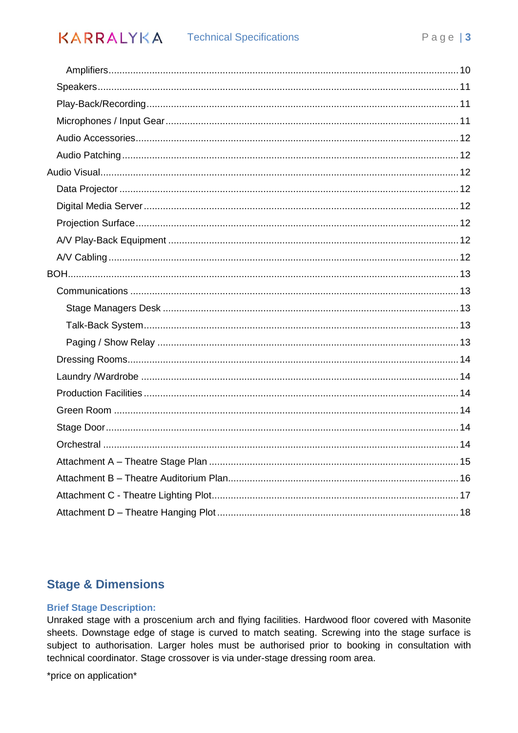Amplifiers........................................................................................................................10
Speakers..........................................................................................................................11
Play-Back/Recording........................................................................................................11
Microphones / Input Gear.................................................................................................11
Audio Accessories...........................................................................................................12
Audio Patching................................................................................................................12
Audio Visual.....................................................................................................................12
Data Projector..................................................................................................................12
Digital Media Server.........................................................................................................12
Projection Surface............................................................................................................12
A/V Play-Back Equipment................................................................................................12
A/V Cabling......................................................................................................................12
BOH..................................................................................................................................13
Communications..............................................................................................................13
Stage Managers Desk......................................................................................................13
Talk-Back System.............................................................................................................13
Paging / Show Relay........................................................................................................13
Dressing Rooms...............................................................................................................14
Laundry /Wardrobe...........................................................................................................14
Production Facilities.........................................................................................................14
Green Room....................................................................................................................14
Stage Door.......................................................................................................................14
Orchestral.........................................................................................................................14
Attachment A – Theatre Stage Plan..................................................................................15
Attachment B – Theatre Auditorium Plan...........................................................................16
Attachment C - Theatre Lighting Plot................................................................................17
Attachment D – Theatre Hanging Plot...............................................................................18

## Stage & Dimensions

### Brief Stage Description:

Unraked stage with a proscenium arch and flying facilities. Hardwood floor covered with Masonite sheets. Downstage edge of stage is curved to match seating. Screwing into the stage surface is subject to authorisation. Larger holes must be authorised prior to booking in consultation with technical coordinator. Stage crossover is via under-stage dressing room area.

*price on application*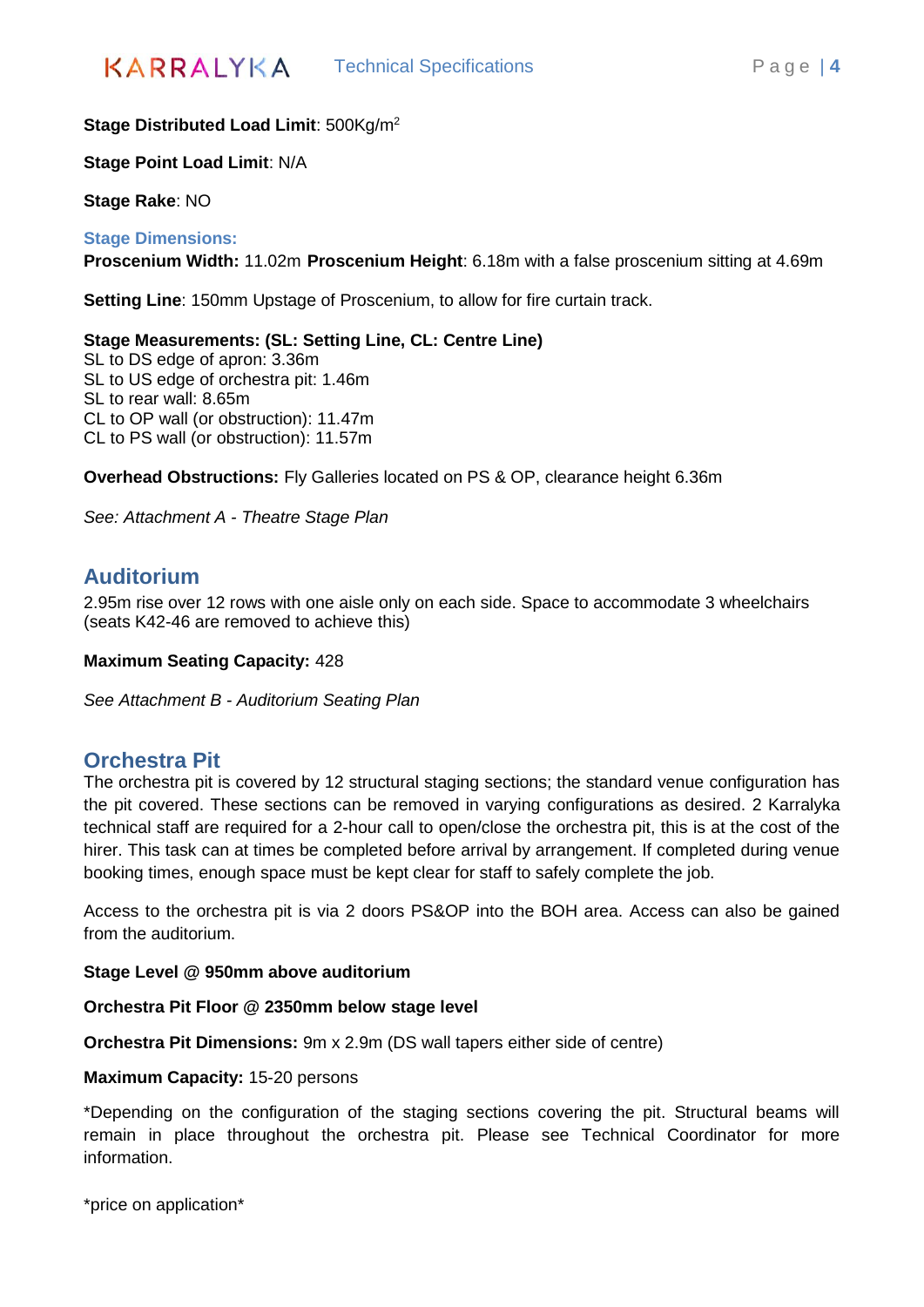**Stage Distributed Load Limit**: 500Kg/m$^2$

**Stage Point Load Limit**: N/A

**Stage Rake**: NO

**Stage Dimensions:**

**Proscenium Width:** 11.02m **Proscenium Height**: 6.18m with a false proscenium sitting at 4.69m

**Setting Line**: 150mm Upstage of Proscenium, to allow for fire curtain track.

**Stage Measurements: (SL: Setting Line, CL: Centre Line)**
SL to DS edge of apron: 3.36m
SL to US edge of orchestra pit: 1.46m
SL to rear wall: 8.65m
CL to OP wall (or obstruction): 11.47m
CL to PS wall (or obstruction): 11.57m

**Overhead Obstructions:** Fly Galleries located on PS & OP, clearance height 6.36m

*See: Attachment A - Theatre Stage Plan*

## Auditorium

2.95m rise over 12 rows with one aisle only on each side. Space to accommodate 3 wheelchairs (seats K42-46 are removed to achieve this)

**Maximum Seating Capacity:** 428

*See Attachment B - Auditorium Seating Plan*

## Orchestra Pit

The orchestra pit is covered by 12 structural staging sections; the standard venue configuration has the pit covered. These sections can be removed in varying configurations as desired. 2 Karralyka technical staff are required for a 2-hour call to open/close the orchestra pit, this is at the cost of the hirer. This task can at times be completed before arrival by arrangement. If completed during venue booking times, enough space must be kept clear for staff to safely complete the job.

Access to the orchestra pit is via 2 doors PS&OP into the BOH area. Access can also be gained from the auditorium.

**Stage Level @ 950mm above auditorium**

**Orchestra Pit Floor @ 2350mm below stage level**

**Orchestra Pit Dimensions:** 9m x 2.9m (DS wall tapers either side of centre)

**Maximum Capacity:** 15-20 persons

*Depending on the configuration of the staging sections covering the pit. Structural beams will remain in place throughout the orchestra pit. Please see Technical Coordinator for more information.

*price on application*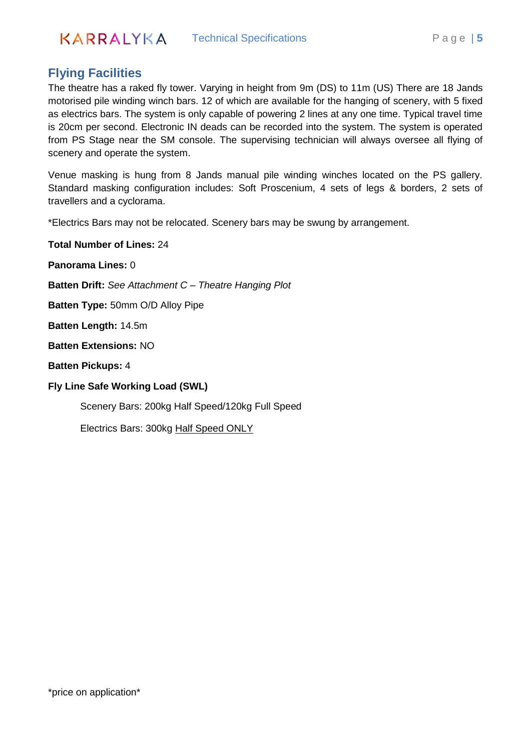## Flying Facilities

The theatre has a raked fly tower. Varying in height from 9m (DS) to 11m (US) There are 18 Jands motorised pile winding winch bars. 12 of which are available for the hanging of scenery, with 5 fixed as electrics bars. The system is only capable of powering 2 lines at any one time. Typical travel time is 20cm per second. Electronic IN deads can be recorded into the system. The system is operated from PS Stage near the SM console. The supervising technician will always oversee all flying of scenery and operate the system.

Venue masking is hung from 8 Jands manual pile winding winches located on the PS gallery. Standard masking configuration includes: Soft Proscenium, 4 sets of legs & borders, 2 sets of travellers and a cyclorama.

*Electrics Bars may not be relocated. Scenery bars may be swung by arrangement.

**Total Number of Lines:** 24

**Panorama Lines:** 0

**Batten Drift:** *See Attachment C – Theatre Hanging Plot*

**Batten Type:** 50mm O/D Alloy Pipe

**Batten Length:** 14.5m

**Batten Extensions:** NO

**Batten Pickups:** 4

**Fly Line Safe Working Load (SWL)**

Scenery Bars: 200kg Half Speed/120kg Full Speed

Electrics Bars: 300kg <u>Half Speed ONLY</u>

*price on application*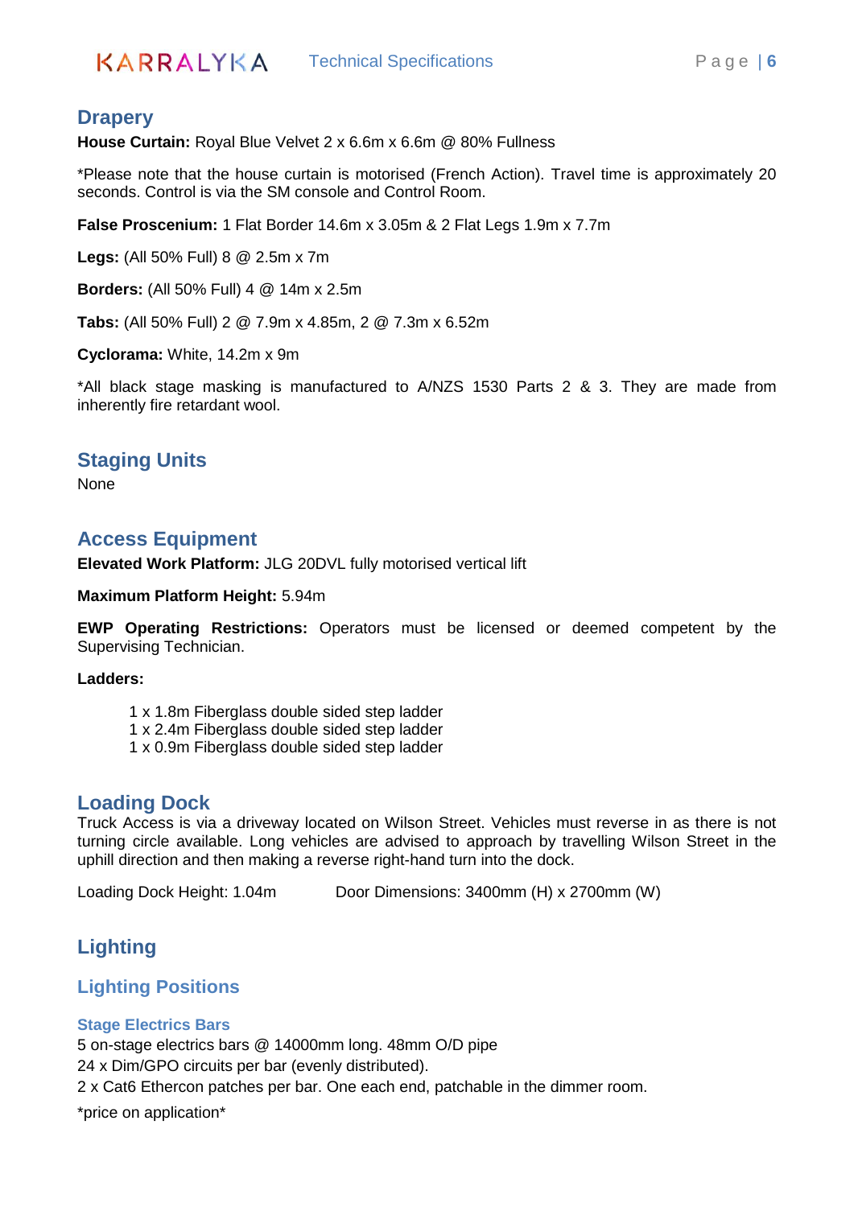## Drapery

**House Curtain:** Royal Blue Velvet 2 x 6.6m x 6.6m @ 80% Fullness

*Please note that the house curtain is motorised (French Action). Travel time is approximately 20 seconds. Control is via the SM console and Control Room.

**False Proscenium:** 1 Flat Border 14.6m x 3.05m & 2 Flat Legs 1.9m x 7.7m

**Legs:** (All 50% Full) 8 @ 2.5m x 7m

**Borders:** (All 50% Full) 4 @ 14m x 2.5m

**Tabs:** (All 50% Full) 2 @ 7.9m x 4.85m, 2 @ 7.3m x 6.52m

**Cyclorama:** White, 14.2m x 9m

*All black stage masking is manufactured to A/NZS 1530 Parts 2 & 3. They are made from inherently fire retardant wool.

## Staging Units

None

## Access Equipment

**Elevated Work Platform:** JLG 20DVL fully motorised vertical lift

**Maximum Platform Height:** 5.94m

**EWP Operating Restrictions:** Operators must be licensed or deemed competent by the Supervising Technician.

**Ladders:**

1 x 1.8m Fiberglass double sided step ladder
1 x 2.4m Fiberglass double sided step ladder
1 x 0.9m Fiberglass double sided step ladder

## Loading Dock

Truck Access is via a driveway located on Wilson Street. Vehicles must reverse in as there is not turning circle available. Long vehicles are advised to approach by travelling Wilson Street in the uphill direction and then making a reverse right-hand turn into the dock.

Loading Dock Height: 1.04m          Door Dimensions: 3400mm (H) x 2700mm (W)

## Lighting

### Lighting Positions

#### Stage Electrics Bars

5 on-stage electrics bars @ 14000mm long. 48mm O/D pipe
24 x Dim/GPO circuits per bar (evenly distributed).
2 x Cat6 Ethercon patches per bar. One each end, patchable in the dimmer room.

*price on application*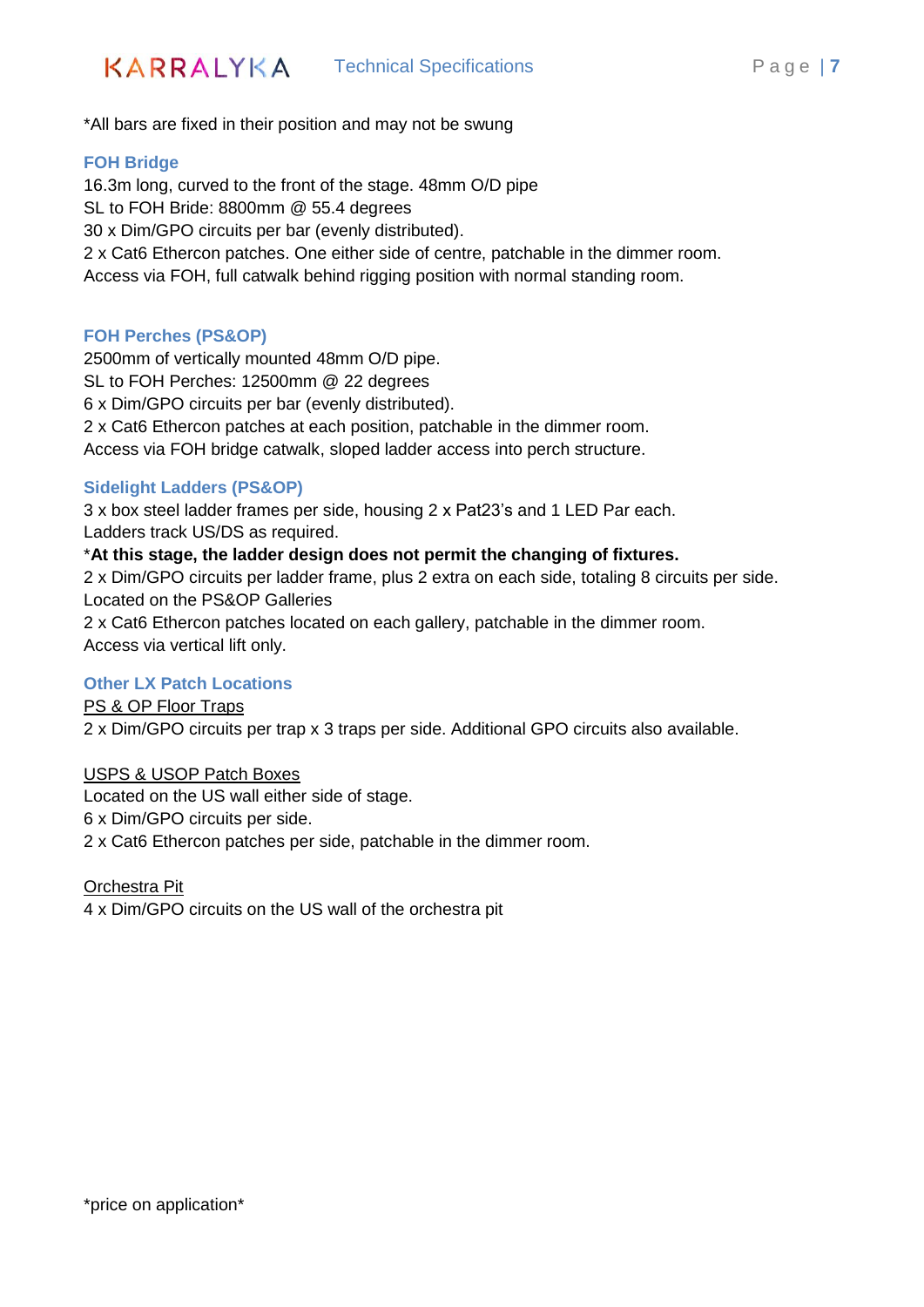*All bars are fixed in their position and may not be swung

### FOH Bridge

16.3m long, curved to the front of the stage. 48mm O/D pipe
SL to FOH Bride: 8800mm @ 55.4 degrees
30 x Dim/GPO circuits per bar (evenly distributed).
2 x Cat6 Ethercon patches. One either side of centre, patchable in the dimmer room.
Access via FOH, full catwalk behind rigging position with normal standing room.

### FOH Perches (PS&OP)

2500mm of vertically mounted 48mm O/D pipe.
SL to FOH Perches: 12500mm @ 22 degrees
6 x Dim/GPO circuits per bar (evenly distributed).
2 x Cat6 Ethercon patches at each position, patchable in the dimmer room.
Access via FOH bridge catwalk, sloped ladder access into perch structure.

### Sidelight Ladders (PS&OP)

3 x box steel ladder frames per side, housing 2 x Pat23's and 1 LED Par each.
Ladders track US/DS as required.
***At this stage, the ladder design does not permit the changing of fixtures.**
2 x Dim/GPO circuits per ladder frame, plus 2 extra on each side, totaling 8 circuits per side.
Located on the PS&OP Galleries
2 x Cat6 Ethercon patches located on each gallery, patchable in the dimmer room.
Access via vertical lift only.

### Other LX Patch Locations

<u>PS & OP Floor Traps</u>
2 x Dim/GPO circuits per trap x 3 traps per side. Additional GPO circuits also available.

<u>USPS & USOP Patch Boxes</u>
Located on the US wall either side of stage.
6 x Dim/GPO circuits per side.
2 x Cat6 Ethercon patches per side, patchable in the dimmer room.

<u>Orchestra Pit</u>
4 x Dim/GPO circuits on the US wall of the orchestra pit

*price on application*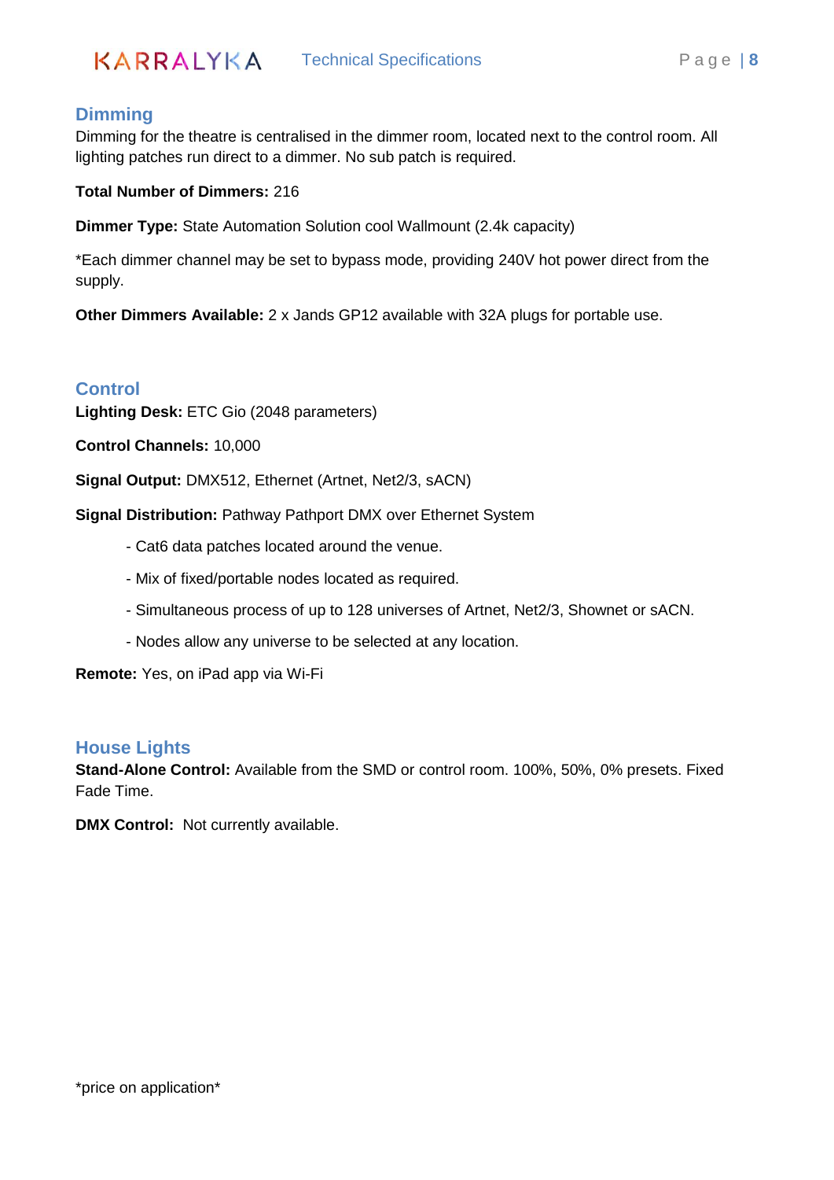## Dimming

Dimming for the theatre is centralised in the dimmer room, located next to the control room. All lighting patches run direct to a dimmer. No sub patch is required.

**Total Number of Dimmers:** 216

**Dimmer Type:** State Automation Solution cool Wallmount (2.4k capacity)

*Each dimmer channel may be set to bypass mode, providing 240V hot power direct from the supply.

**Other Dimmers Available:** 2 x Jands GP12 available with 32A plugs for portable use.

## Control

**Lighting Desk:** ETC Gio (2048 parameters)

**Control Channels:** 10,000

**Signal Output:** DMX512, Ethernet (Artnet, Net2/3, sACN)

**Signal Distribution:** Pathway Pathport DMX over Ethernet System

- Cat6 data patches located around the venue.
- Mix of fixed/portable nodes located as required.
- Simultaneous process of up to 128 universes of Artnet, Net2/3, Shownet or sACN.
- Nodes allow any universe to be selected at any location.

**Remote:** Yes, on iPad app via Wi-Fi

## House Lights

**Stand-Alone Control:** Available from the SMD or control room. 100%, 50%, 0% presets. Fixed Fade Time.

**DMX Control:** Not currently available.

*price on application*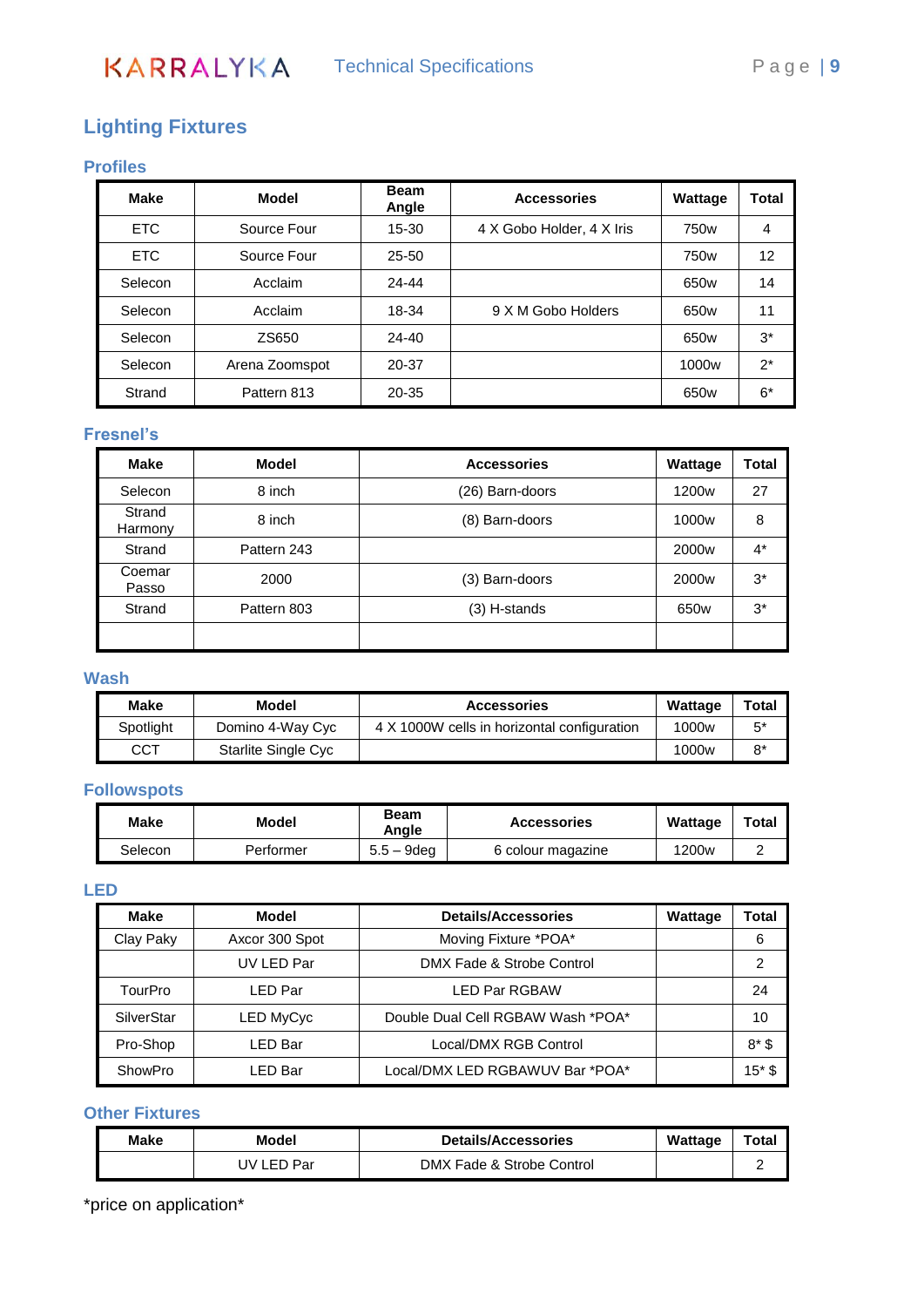# Lighting Fixtures

## Profiles

| Make | Model | Beam Angle | Accessories | Wattage | Total |
|---|---|---|---|---|---|
| ETC | Source Four | 15-30 | 4 X Gobo Holder, 4 X Iris | 750w | 4 |
| ETC | Source Four | 25-50 | | 750w | 12 |
| Selecon | Acclaim | 24-44 | | 650w | 14 |
| Selecon | Acclaim | 18-34 | 9 X M Gobo Holders | 650w | 11 |
| Selecon | ZS650 | 24-40 | | 650w | 3* |
| Selecon | Arena Zoomspot | 20-37 | | 1000w | 2* |
| Strand | Pattern 813 | 20-35 | | 650w | 6* |

## Fresnel's

| Make | Model | Accessories | Wattage | Total |
|---|---|---|---|---|
| Selecon | 8 inch | (26) Barn-doors | 1200w | 27 |
| Strand Harmony | 8 inch | (8) Barn-doors | 1000w | 8 |
| Strand | Pattern 243 | | 2000w | 4* |
| Coemar Passo | 2000 | (3) Barn-doors | 2000w | 3* |
| Strand | Pattern 803 | (3) H-stands | 650w | 3* |
| | | | | |

## Wash

| Make | Model | Accessories | Wattage | Total |
|---|---|---|---|---|
| Spotlight | Domino 4-Way Cyc | 4 X 1000W cells in horizontal configuration | 1000w | 5* |
| CCT | Starlite Single Cyc | | 1000w | 8* |

## Followspots

| Make | Model | Beam Angle | Accessories | Wattage | Total |
|---|---|---|---|---|---|
| Selecon | Performer | 5.5 – 9deg | 6 colour magazine | 1200w | 2 |

## LED

| Make | Model | Details/Accessories | Wattage | Total |
|---|---|---|---|---|
| Clay Paky | Axcor 300 Spot | Moving Fixture *POA* | | 6 |
| | UV LED Par | DMX Fade & Strobe Control | | 2 |
| TourPro | LED Par | LED Par RGBAW | | 24 |
| SilverStar | LED MyCyc | Double Dual Cell RGBAW Wash *POA* | | 10 |
| Pro-Shop | LED Bar | Local/DMX RGB Control | | 8* $ |
| ShowPro | LED Bar | Local/DMX LED RGBAWUV Bar *POA* | | 15* $ |

## Other Fixtures

| Make | Model | Details/Accessories | Wattage | Total |
|---|---|---|---|---|
| | UV LED Par | DMX Fade & Strobe Control | | 2 |

*price on application*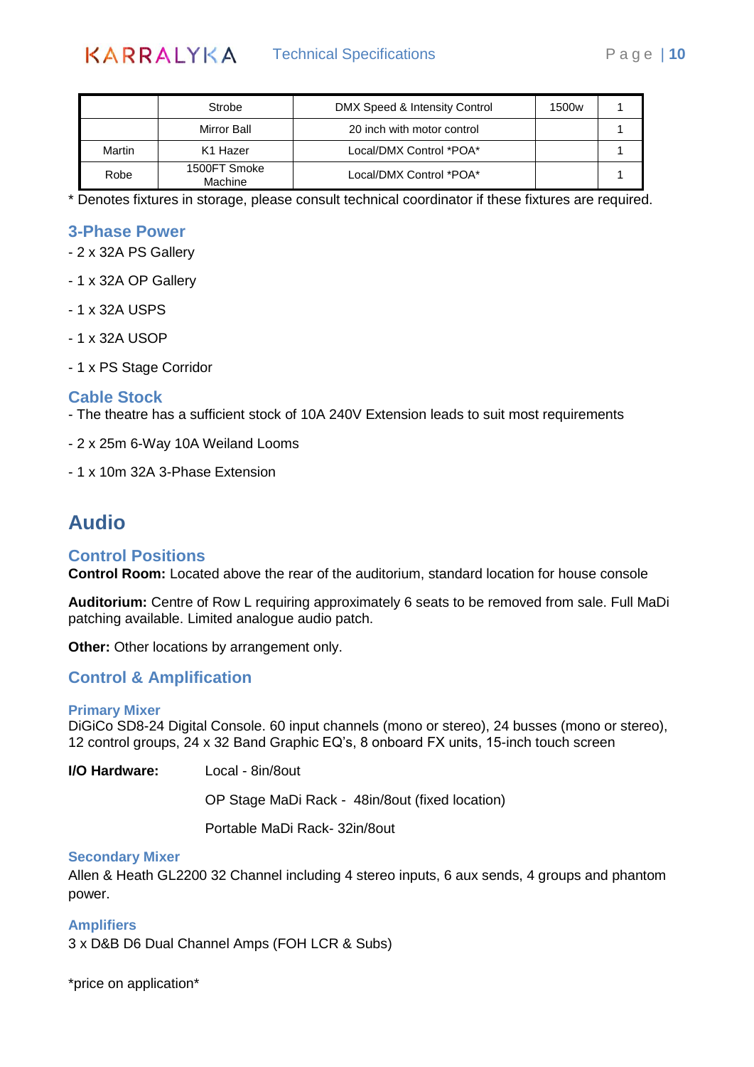| | | | | |
|---|---|---|---|---|
| | Strobe | DMX Speed & Intensity Control | 1500w | 1 |
| | Mirror Ball | 20 inch with motor control | | 1 |
| Martin | K1 Hazer | Local/DMX Control *POA* | | 1 |
| Robe | 1500FT Smoke Machine | Local/DMX Control *POA* | | 1 |

* Denotes fixtures in storage, please consult technical coordinator if these fixtures are required.

### 3-Phase Power

- 2 x 32A PS Gallery
- 1 x 32A OP Gallery
- 1 x 32A USPS
- 1 x 32A USOP
- 1 x PS Stage Corridor

### Cable Stock

- The theatre has a sufficient stock of 10A 240V Extension leads to suit most requirements
- 2 x 25m 6-Way 10A Weiland Looms
- 1 x 10m 32A 3-Phase Extension

## Audio

### Control Positions

**Control Room:** Located above the rear of the auditorium, standard location for house console

**Auditorium:** Centre of Row L requiring approximately 6 seats to be removed from sale. Full MaDi patching available. Limited analogue audio patch.

**Other:** Other locations by arrangement only.

### Control & Amplification

#### Primary Mixer

DiGiCo SD8-24 Digital Console. 60 input channels (mono or stereo), 24 busses (mono or stereo), 12 control groups, 24 x 32 Band Graphic EQ's, 8 onboard FX units, 15-inch touch screen

**I/O Hardware:** Local - 8in/8out

OP Stage MaDi Rack - 48in/8out (fixed location)

Portable MaDi Rack- 32in/8out

#### Secondary Mixer

Allen & Heath GL2200 32 Channel including 4 stereo inputs, 6 aux sends, 4 groups and phantom power.

#### Amplifiers

3 x D&B D6 Dual Channel Amps (FOH LCR & Subs)

*price on application*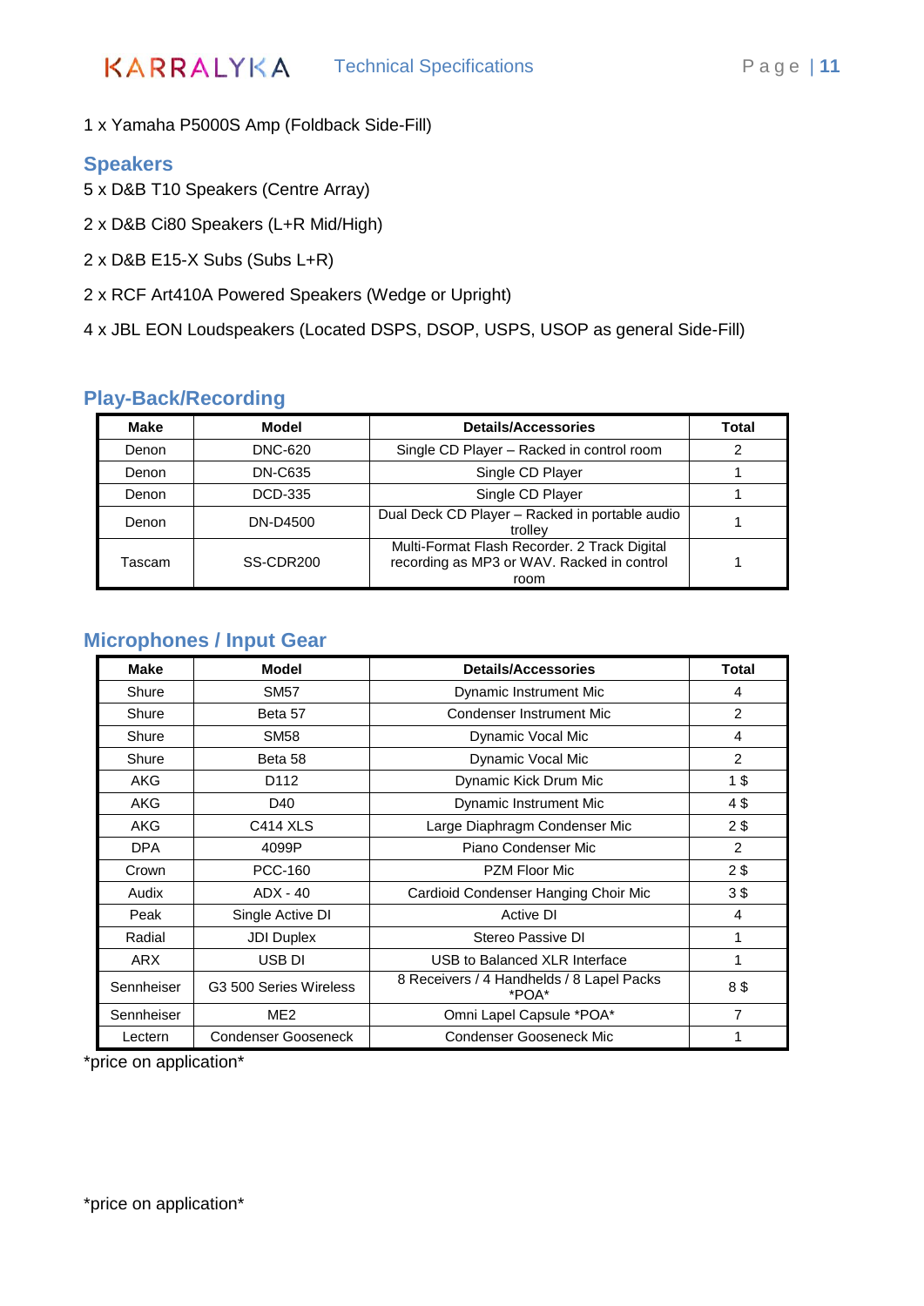1 x Yamaha P5000S Amp (Foldback Side-Fill)

## Speakers

5 x D&B T10 Speakers (Centre Array)

2 x D&B Ci80 Speakers (L+R Mid/High)

2 x D&B E15-X Subs (Subs L+R)

2 x RCF Art410A Powered Speakers (Wedge or Upright)

4 x JBL EON Loudspeakers (Located DSPS, DSOP, USPS, USOP as general Side-Fill)

## Play-Back/Recording

| Make | Model | Details/Accessories | Total |
|---|---|---|---|
| Denon | DNC-620 | Single CD Player – Racked in control room | 2 |
| Denon | DN-C635 | Single CD Player | 1 |
| Denon | DCD-335 | Single CD Player | 1 |
| Denon | DN-D4500 | Dual Deck CD Player – Racked in portable audio trolley | 1 |
| Tascam | SS-CDR200 | Multi-Format Flash Recorder. 2 Track Digital recording as MP3 or WAV. Racked in control room | 1 |

## Microphones / Input Gear

| Make | Model | Details/Accessories | Total |
|---|---|---|---|
| Shure | SM57 | Dynamic Instrument Mic | 4 |
| Shure | Beta 57 | Condenser Instrument Mic | 2 |
| Shure | SM58 | Dynamic Vocal Mic | 4 |
| Shure | Beta 58 | Dynamic Vocal Mic | 2 |
| AKG | D112 | Dynamic Kick Drum Mic | 1 $ |
| AKG | D40 | Dynamic Instrument Mic | 4 $ |
| AKG | C414 XLS | Large Diaphragm Condenser Mic | 2 $ |
| DPA | 4099P | Piano Condenser Mic | 2 |
| Crown | PCC-160 | PZM Floor Mic | 2 $ |
| Audix | ADX - 40 | Cardioid Condenser Hanging Choir Mic | 3 $ |
| Peak | Single Active DI | Active DI | 4 |
| Radial | JDI Duplex | Stereo Passive DI | 1 |
| ARX | USB DI | USB to Balanced XLR Interface | 1 |
| Sennheiser | G3 500 Series Wireless | 8 Receivers / 4 Handhelds / 8 Lapel Packs *POA* | 8 $ |
| Sennheiser | ME2 | Omni Lapel Capsule *POA* | 7 |
| Lectern | Condenser Gooseneck | Condenser Gooseneck Mic | 1 |

*price on application*

*price on application*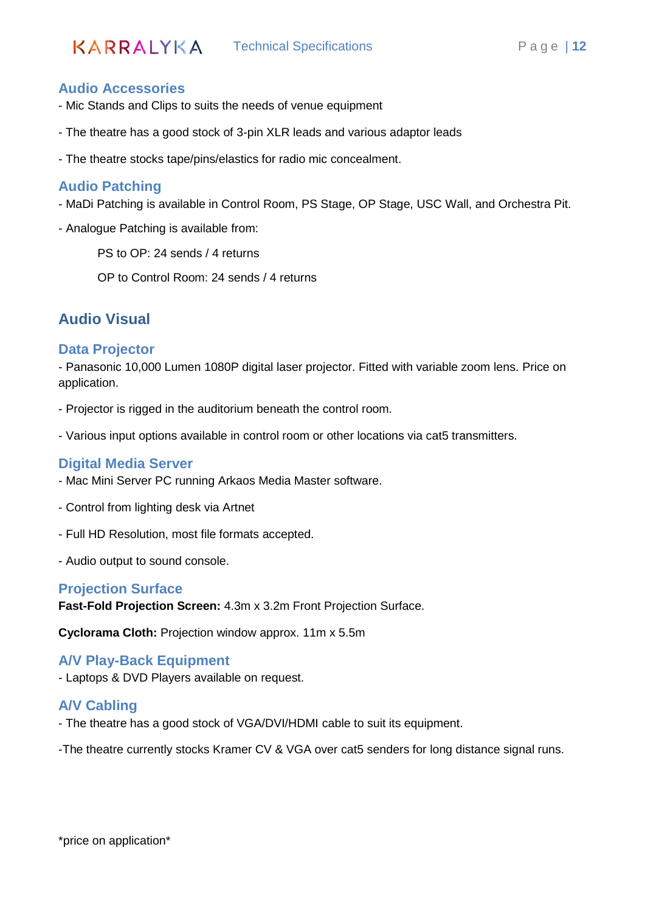## Audio Accessories

- Mic Stands and Clips to suits the needs of venue equipment

- The theatre has a good stock of 3-pin XLR leads and various adaptor leads

- The theatre stocks tape/pins/elastics for radio mic concealment.

## Audio Patching

- MaDi Patching is available in Control Room, PS Stage, OP Stage, USC Wall, and Orchestra Pit.

- Analogue Patching is available from:

    PS to OP: 24 sends / 4 returns

    OP to Control Room: 24 sends / 4 returns

# Audio Visual

## Data Projector

- Panasonic 10,000 Lumen 1080P digital laser projector. Fitted with variable zoom lens. Price on application.

- Projector is rigged in the auditorium beneath the control room.

- Various input options available in control room or other locations via cat5 transmitters.

## Digital Media Server

- Mac Mini Server PC running Arkaos Media Master software.

- Control from lighting desk via Artnet

- Full HD Resolution, most file formats accepted.

- Audio output to sound console.

## Projection Surface

**Fast-Fold Projection Screen:** 4.3m x 3.2m Front Projection Surface.

**Cyclorama Cloth:** Projection window approx. 11m x 5.5m

## A/V Play-Back Equipment

- Laptops & DVD Players available on request.

## A/V Cabling

- The theatre has a good stock of VGA/DVI/HDMI cable to suit its equipment.

-The theatre currently stocks Kramer CV & VGA over cat5 senders for long distance signal runs.

*price on application*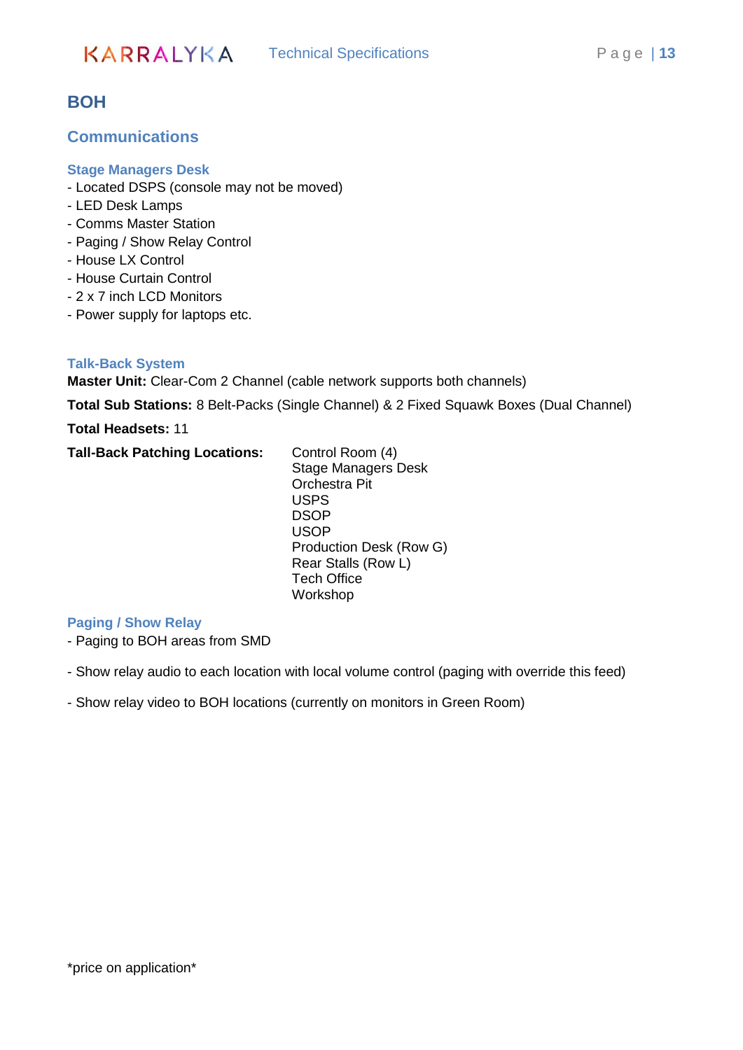# BOH

## Communications

### Stage Managers Desk

- Located DSPS (console may not be moved)
- LED Desk Lamps
- Comms Master Station
- Paging / Show Relay Control
- House LX Control
- House Curtain Control
- 2 x 7 inch LCD Monitors
- Power supply for laptops etc.

### Talk-Back System

**Master Unit:** Clear-Com 2 Channel (cable network supports both channels)

**Total Sub Stations:** 8 Belt-Packs (Single Channel) & 2 Fixed Squawk Boxes (Dual Channel)

**Total Headsets:** 11

| | |
|---|---|
| **Tall-Back Patching Locations:** | Control Room (4)<br>Stage Managers Desk<br>Orchestra Pit<br>USPS<br>DSOP<br>USOP<br>Production Desk (Row G)<br>Rear Stalls (Row L)<br>Tech Office<br>Workshop |

### Paging / Show Relay

- Paging to BOH areas from SMD

- Show relay audio to each location with local volume control (paging with override this feed)

- Show relay video to BOH locations (currently on monitors in Green Room)

*price on application*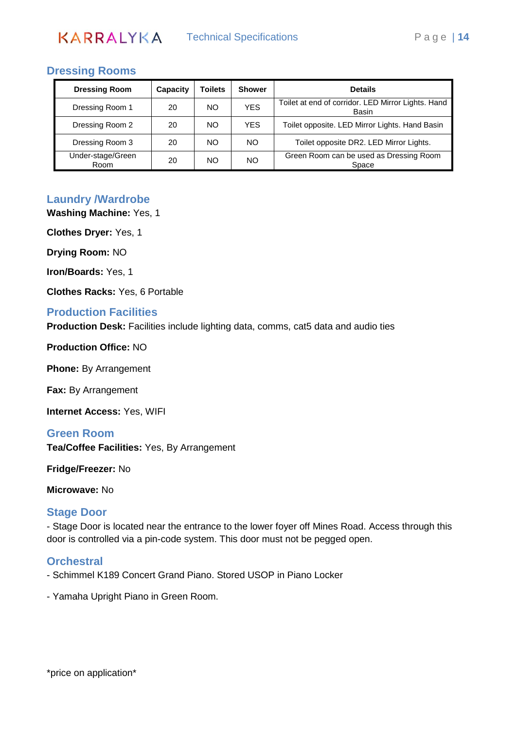## Dressing Rooms

| Dressing Room | Capacity | Toilets | Shower | Details |
|---|---|---|---|---|
| Dressing Room 1 | 20 | NO | YES | Toilet at end of corridor. LED Mirror Lights. Hand Basin |
| Dressing Room 2 | 20 | NO | YES | Toilet opposite. LED Mirror Lights. Hand Basin |
| Dressing Room 3 | 20 | NO | NO | Toilet opposite DR2. LED Mirror Lights. |
| Under-stage/Green Room | 20 | NO | NO | Green Room can be used as Dressing Room Space |

## Laundry /Wardrobe

**Washing Machine:** Yes, 1

**Clothes Dryer:** Yes, 1

**Drying Room:** NO

**Iron/Boards:** Yes, 1

**Clothes Racks:** Yes, 6 Portable

## Production Facilities

**Production Desk:** Facilities include lighting data, comms, cat5 data and audio ties

**Production Office:** NO

**Phone:** By Arrangement

**Fax:** By Arrangement

**Internet Access:** Yes, WIFI

## Green Room

**Tea/Coffee Facilities:** Yes, By Arrangement

**Fridge/Freezer:** No

**Microwave:** No

## Stage Door

- Stage Door is located near the entrance to the lower foyer off Mines Road. Access through this door is controlled via a pin-code system. This door must not be pegged open.

## Orchestral

- Schimmel K189 Concert Grand Piano. Stored USOP in Piano Locker

- Yamaha Upright Piano in Green Room.

*price on application*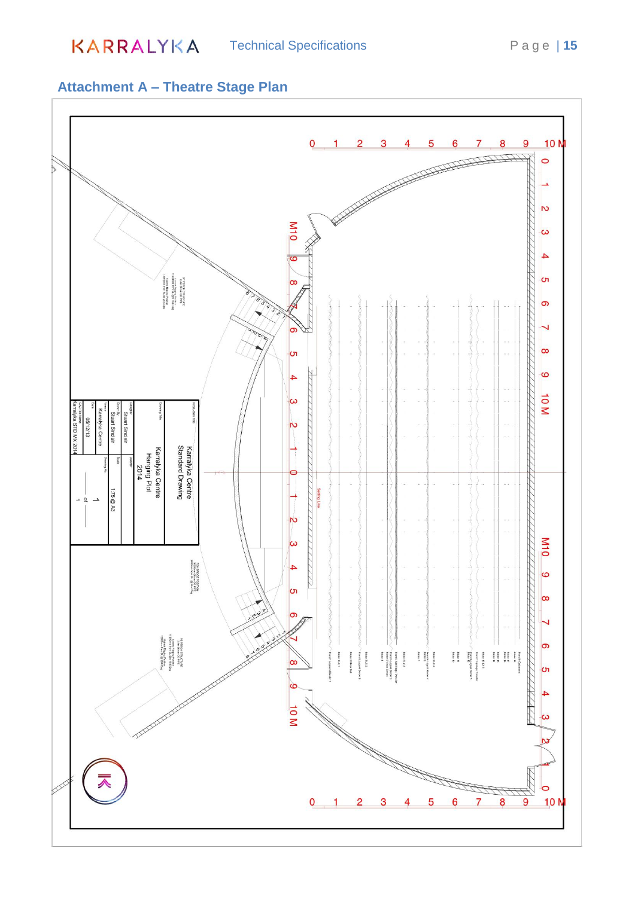## Attachment A – Theatre Stage Plan

Production Title: Karralyka Centre Standard Drawing

Drawing Title: Karralyka Centre Hanging Plot 2014

Designer: Stuart Sinclair

Director:

Drawn By: Stuart Sinclair

Scale: 1:75 @ A3

Venue: Karralyka Centre

Drawing No: 1 of 1

Date: 05/12/13

CAD File Name: Karralyka STD MX 2014

Setting Line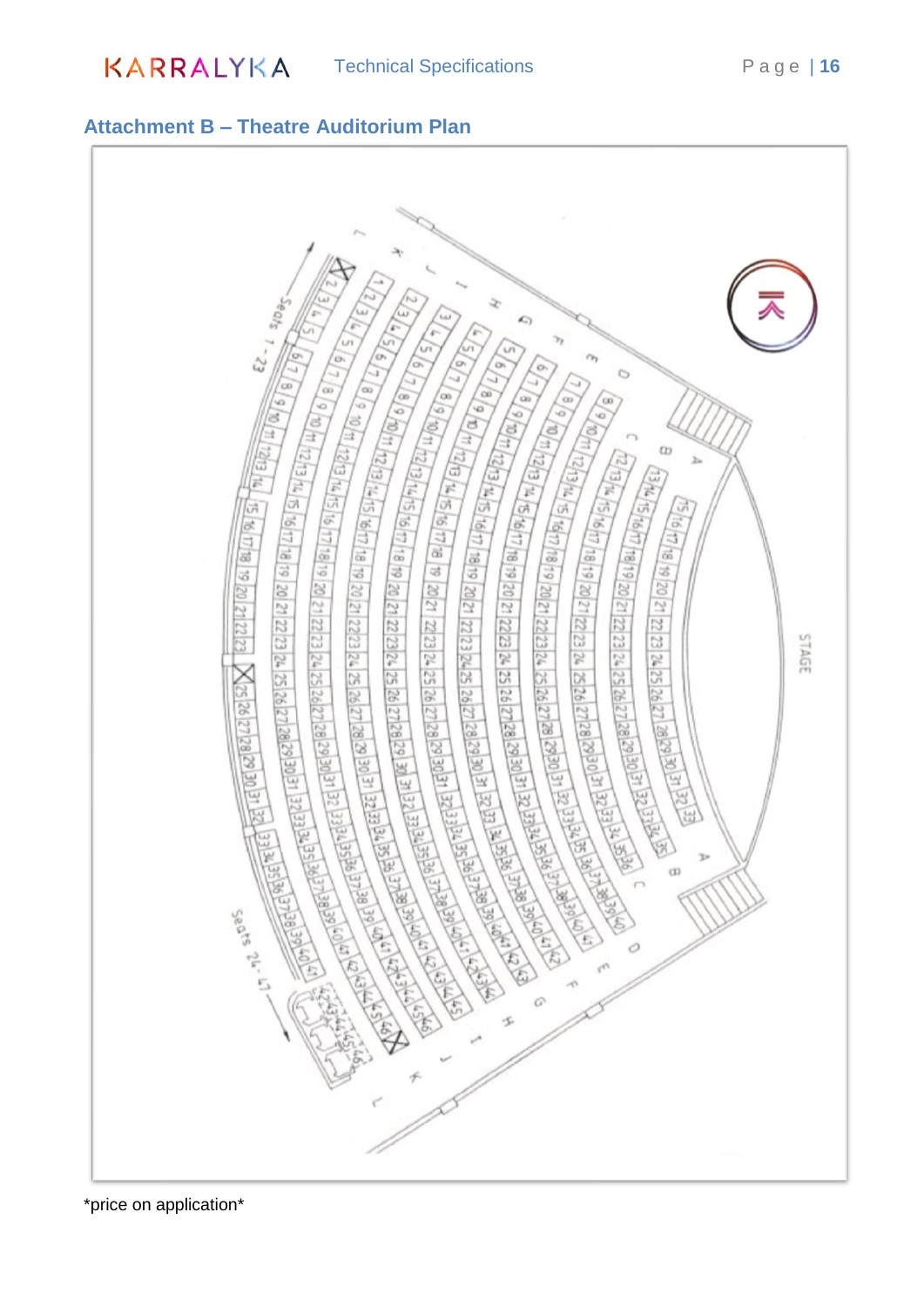## Attachment B – Theatre Auditorium Plan

Seats 1 - 23

Seats 24 - 47

STAGE

*price on application*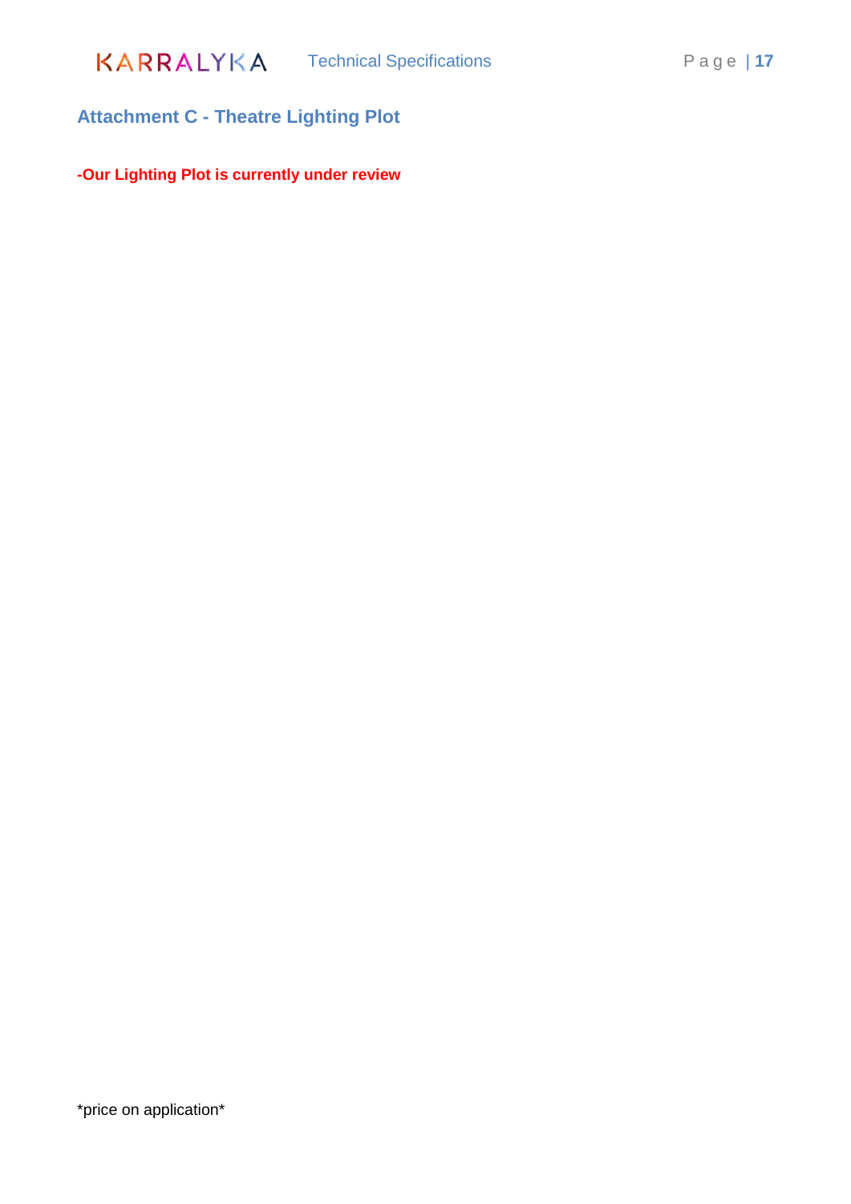## Attachment C - Theatre Lighting Plot

**-Our Lighting Plot is currently under review**

*price on application*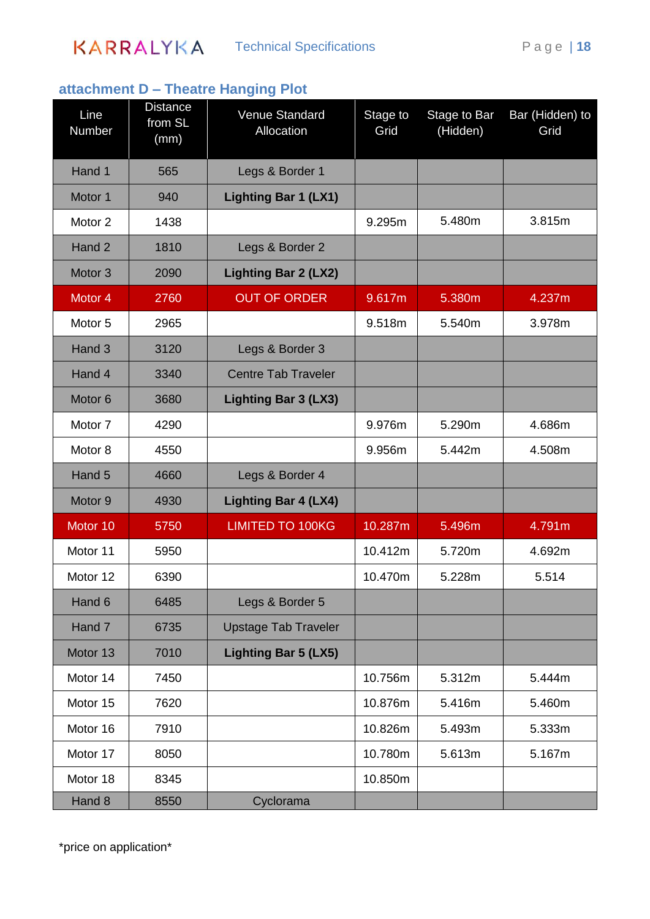## attachment D – Theatre Hanging Plot

| Line Number | Distance from SL (mm) | Venue Standard Allocation | Stage to Grid | Stage to Bar (Hidden) | Bar (Hidden) to Grid |
|---|---|---|---|---|---|
| Hand 1 | 565 | Legs & Border 1 | | | |
| Motor 1 | 940 | **Lighting Bar 1 (LX1)** | | | |
| Motor 2 | 1438 | | 9.295m | 5.480m | 3.815m |
| Hand 2 | 1810 | Legs & Border 2 | | | |
| Motor 3 | 2090 | **Lighting Bar 2 (LX2)** | | | |
| Motor 4 | 2760 | OUT OF ORDER | 9.617m | 5.380m | 4.237m |
| Motor 5 | 2965 | | 9.518m | 5.540m | 3.978m |
| Hand 3 | 3120 | Legs & Border 3 | | | |
| Hand 4 | 3340 | Centre Tab Traveler | | | |
| Motor 6 | 3680 | **Lighting Bar 3 (LX3)** | | | |
| Motor 7 | 4290 | | 9.976m | 5.290m | 4.686m |
| Motor 8 | 4550 | | 9.956m | 5.442m | 4.508m |
| Hand 5 | 4660 | Legs & Border 4 | | | |
| Motor 9 | 4930 | **Lighting Bar 4 (LX4)** | | | |
| Motor 10 | 5750 | LIMITED TO 100KG | 10.287m | 5.496m | 4.791m |
| Motor 11 | 5950 | | 10.412m | 5.720m | 4.692m |
| Motor 12 | 6390 | | 10.470m | 5.228m | 5.514 |
| Hand 6 | 6485 | Legs & Border 5 | | | |
| Hand 7 | 6735 | Upstage Tab Traveler | | | |
| Motor 13 | 7010 | **Lighting Bar 5 (LX5)** | | | |
| Motor 14 | 7450 | | 10.756m | 5.312m | 5.444m |
| Motor 15 | 7620 | | 10.876m | 5.416m | 5.460m |
| Motor 16 | 7910 | | 10.826m | 5.493m | 5.333m |
| Motor 17 | 8050 | | 10.780m | 5.613m | 5.167m |
| Motor 18 | 8345 | | 10.850m | | |
| Hand 8 | 8550 | Cyclorama | | | |

*price on application*